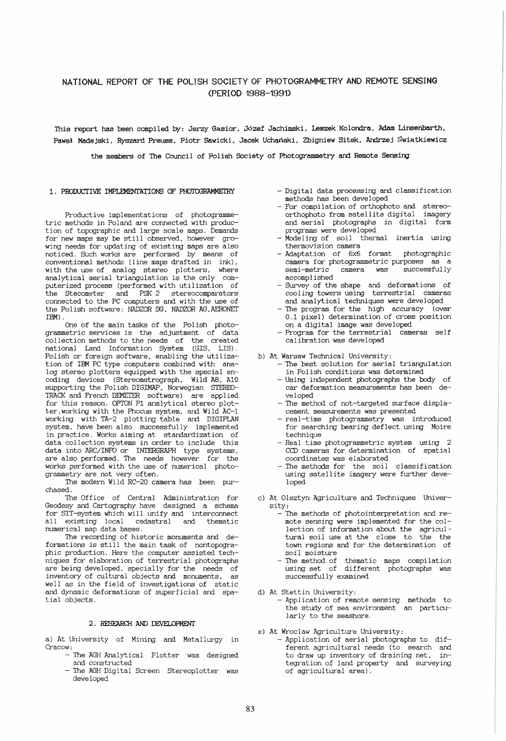# NATIONAL REPORT OF THE POLISH SOCIETY OF PHOTOGRAMMETRY AND REMOTE SENSING (PERIOD 1988-1991)

This report has been compiled by: Jerzy Gąsior, Józef Jachimski, Leszek Kolondra, Adam Linsenbarth, Paweł Madejski, Ryszard Preuss, Piotr Sawicki, Jacek Uchański, Zbigniew Sitek, Andrzej Świątkiewicz

the members of The Council of Polish Society of Photogrammetry and Remote Sensing

## 1. PRODUCTIVE IMPLEMENTATIONS OF PHOTOGRAMMETRY

Productive implementations of photogrammetric methods in Poland are connected with production of topographic and large scale maps. Demands for new maps may be still observed, however growing needs for updating of existing maps are also noticed. Such works are performed by means of conventional methods (line maps drafted in ink), with the use of analog stereo plotters, where analytical aerial triangulation is the only computerized process (performed with utilization of the Stecometer and PSK-2 stereocomparators connected to the PC computers and with the use of the Polish software: NADZOR SG, NADZOR AG, AERONET IBM).

One of the main tasks of the Polish photogrammetric services is the adjustment of data collection methods to the needs of the created national Land Information System (GIS, LIS). Polish or foreign software, enabling the utilization of IBM PC type computers combined with analog stereo plotters equipped with the special encoding devices (Stereometrograph, Wild A8, A10 supporting the Polish DIGIMAP, Norwegian STEREOTRACK and French DEMETER software) are applied for this reason. OPTON P1 analytical stereo plotter, working with the Phocus system, and Wild AC-1 working with TA-2 plotting table and DIGIPLAN system, have been also successfully implemented in practice. Works aiming at standardization of data collection systems in order to include this data into ARC/INFO or INTERGRAPH type systems, are also performed. The needs however for the works performed with the use of numerical photogrammetry are not very often.

The modern Wild RC-20 camera has been purchased.

The Office of Central Administration for Geodesy and Cartography have designed a schema for SIT-system which will unify and interconnect all existing local cadastral and thematic numerical map data bases.

The recording of historic monuments and deformations is still the main task of nontopographic production. Here the computer assisted techniques for elaboration of terrestrial photographs are being developed, specially for the needs of inventory of cultural objects and monuments, as well as in the field of investigations of static and dynamic deformations of superficial and spatial objects.

## 2. RESEARCH AND DEVELOPMENT

a) At University of Mining and Metallurgy in Cracow:

- The AGH Analytical Plotter was designed and constructed
- The AGH Digital Screen Stereoplotter was developed
- Digital data processing and classification methods has been developed
- For compilation of orthophoto and stereoorthophoto from satellite digital imagery and aerial photographs in digital form programs were developed
- Modeling of soil thermal inertia using thermovision camera
- Adaptation of 6x6 format photographic camera for photogrammetric purposes as a semi-metric camera was successfully accomplished
- Survey of the shape and deformations of cooling towers using terrestrial cameras and analytical techniques were developed
- The program for the high accuracy (over 0.1 pixel) determination of cross position on a digital image was developed
- Program for the terrestrial cameras self calibration was developed

b) At Warsaw Technical University:

- The best solution for aerial triangulation in Polish conditions was determined
- Using independent photographs the body of car deformation measurements has been developed
- The method of not-targeted surface displacement measurements was presented
- real-time photogrammetry was introduced for searching bearing deflect using Moire technique
- Real time photogrammetric system using 2 CCD cameras for determination of spatial coordinates was elaborated
- The methods for the soil classification using satellite imagery were further developed

c) At Olsztyn Agriculture and Techniques University:

- The methods of photointerpretation and remote sensing were implemented for the collection of information about the agricultural soil use at the close to the the town regions and for the determination of soil moisture
- The method of thematic maps compilation using set of different photographs was successfully examined

d) At Stettin University:

- Application of remote sensing methods to the study of sea environment an particularly to the seashore.

e) At Wroclaw Agriculture University:

- Application of aerial photographs to different agricultural needs (to search and to draw up inventory of draining net, integration of land property and surveying of agricultural area).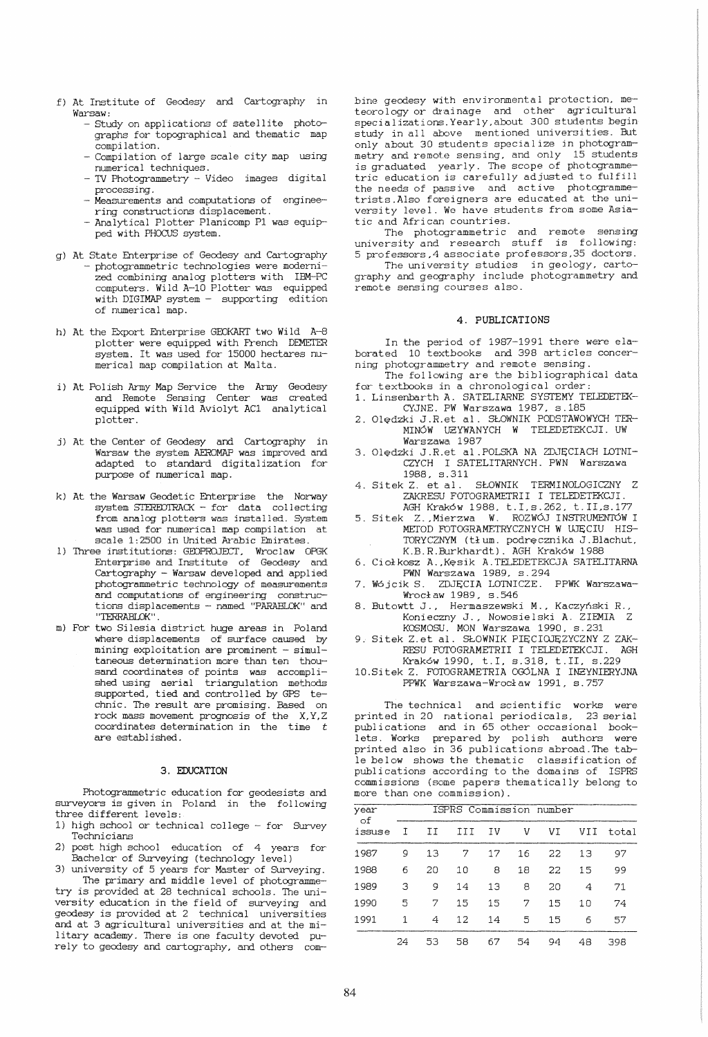f) At Institute of Geodesy and Cartography in Warsaw:
   - Study on applications of satellite photographs for topographical and thematic map compilation.
   - Compilation of large scale city map using numerical techniques.
   - TV Photogrammetry - Video images digital processing.
   - Measurements and computations of engineering constructions displacement.
   - Analytical Plotter Planicomp P1 was equipped with PHOCUS system.

g) At State Enterprise of Geodesy and Cartography
   - photogrammetric technologies were modernized combining analog plotters with IBM-PC computers. Wild A-10 Plotter was equipped with DIGIMAP system - supporting edition of numerical map.

h) At the Export Enterprise GEOKART two Wild A-8 plotter were equipped with French DEMETER system. It was used for 15000 hectares numerical map compilation at Malta.

i) At Polish Army Map Service the Army Geodesy and Remote Sensing Center was created equipped with Wild Aviolyt AC1 analytical plotter.

j) At the Center of Geodesy and Cartography in Warsaw the system AEROMAP was improved and adapted to standard digitalization for purpose of numerical map.

k) At the Warsaw Geodetic Enterprise the Norway system STEREOTRACK - for data collecting from analog plotters was installed. System was used for numerical map compilation at scale 1:2500 in United Arabic Emirates.

l) Three institutions: GEOPROJECT, Wroclaw OPGK Enterprise and Institute of Geodesy and Cartography - Warsaw developed and applied photogrammetric technology of measurements and computations of engineering constructions displacements - named "PARABLOK" and "TERRABLOK".

m) For two Silesia district huge areas in Poland where displacements of surface caused by mining exploitation are prominent - simultaneous determination more than ten thousand coordinates of points was accomplished using aerial triangulation methods supported, tied and controlled by GPS technic. The result are promising. Based on rock mass movement prognosis of the X,Y,Z coordinates determination in the time *t* are established.

## 3. EDUCATION

Photogrammetric education for geodesists and surveyors is given in Poland in the following three different levels:

1) high school or technical college - for Survey Technicians
2) post high school education of 4 years for Bachelor of Surveying (technology level)
3) university of 5 years for Master of Surveying.

The primary and middle level of photogrammetry is provided at 28 technical schools. The university education in the field of surveying and geodesy is provided at 2 technical universities and at 3 agricultural universities and at the military academy. There is one faculty devoted purely to geodesy and cartography, and others combine geodesy with environmental protection, meteorology or drainage and other agricultural specializations. Yearly, about 300 students begin study in all above mentioned universities. But only about 30 students specialize in photogrammetry and remote sensing, and only 15 students is graduated yearly. The scope of photogrammetric education is carefully adjusted to fulfill the needs of passive and active photogrammetrists. Also foreigners are educated at the university level. We have students from some Asiatic and African countries.

The photogrammetric and remote sensing university and research stuff is following: 5 professors, 4 associate professors, 35 doctors.

The university studies in geology, cartography and geography include photogrammetry and remote sensing courses also.

## 4. PUBLICATIONS

In the period of 1987-1991 there were elaborated 10 textbooks and 398 articles concerning photogrammetry and remote sensing.

The following are the bibliographical data for textbooks in a chronological order:

1. Linsenbarth A. SATELIARNE SYSTEMY TELEDETEKCYJNE. PW Warszawa 1987, s.185
2. Olędzki J.R. et al. SŁOWNIK PODSTAWOWYCH TERMINÓW UŻYWANYCH W TELEDETEKCJI. UW Warszawa 1987
3. Olędzki J.R. et al. POLSKA NA ZDJĘCIACH LOTNICZYCH I SATELITARNYCH. PWN Warszawa 1988, s.311
4. Sitek Z. et al. SŁOWNIK TERMINOLOGICZNY Z ZAKRESU FOTOGRAMETRII I TELEDETEKCJI. AGH Kraków 1988, t.I, s.262, t.II, s.177
5. Sitek Z., Mierzwa W. ROZWÓJ INSTRUMENTÓW I METOD FOTOGRAMETRYCZNYCH W UJĘCIU HISTORYCZNYM (tłum. podręcznika J.Blachut, K.B.R.Burkhardt). AGH Kraków 1988
6. Ciołkosz A., Kęsik A. TELEDETEKCJA SATELITARNA PWN Warszawa 1989, s.294
7. Wójcik S. ZDJĘCIA LOTNICZE. PPWK Warszawa-Wrocław 1989, s.546
8. Butowtt J., Hermaszewski M., Kaczyński R., Konieczny J., Nowosielski A. ZIEMIA Z KOSMOSU. MON Warszawa 1990, s.231
9. Sitek Z. et al. SŁOWNIK PIĘCIOJĘZYCZNY Z ZAKRESU FOTOGRAMETRII I TELEDETEKCJI. AGH Kraków 1990, t.I, s.318, t.II, s.229
10. Sitek Z. FOTOGRAMETRIA OGÓLNA I INŻYNIERYJNA PPWK Warszawa-Wrocław 1991, s.757

The technical and scientific works were printed in 20 national periodicals, 23 serial publications and in 65 other occasional booklets. Works prepared by polish authors were printed also in 36 publications abroad. The table below shows the thematic classification of publications according to the domains of ISPRS commissions (some papers thematically belong to more than one commission).

| year of issuse | ISPRS Commission number | | | | | | | |
|---|---|---|---|---|---|---|---|---|
| | I | II | III | IV | V | VI | VII | total |
| 1987 | 9 | 13 | 7 | 17 | 16 | 22 | 13 | 97 |
| 1988 | 6 | 20 | 10 | 8 | 18 | 22 | 15 | 99 |
| 1989 | 3 | 9 | 14 | 13 | 8 | 20 | 4 | 71 |
| 1990 | 5 | 7 | 15 | 15 | 7 | 15 | 10 | 74 |
| 1991 | 1 | 4 | 12 | 14 | 5 | 15 | 6 | 57 |
| | 24 | 53 | 58 | 67 | 54 | 94 | 48 | 398 |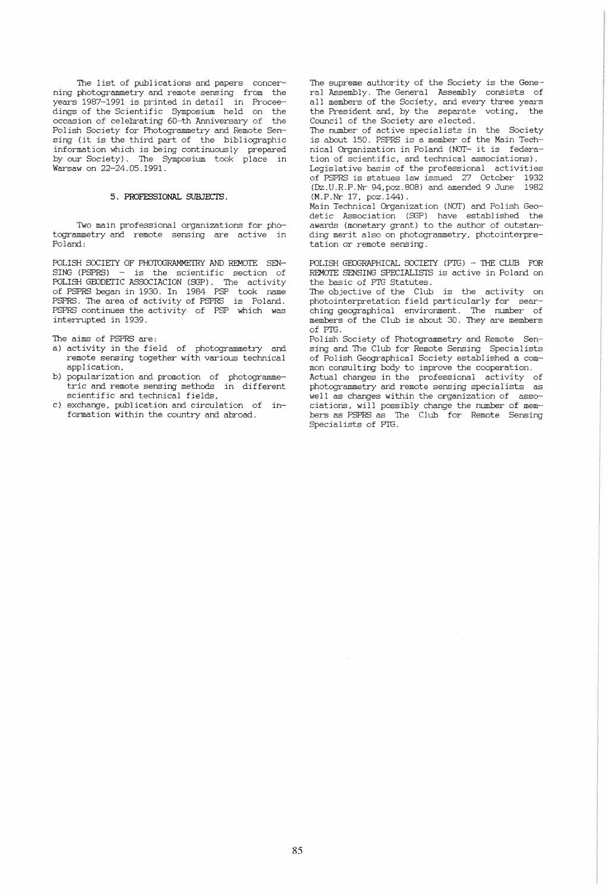The list of publications and papers concerning photogrammetry and remote sensing from the years 1987-1991 is printed in detail in Proceedings of the Scientific Symposium held on the occasion of celebrating 60-th Anniversary of the Polish Society for Photogrammetry and Remote Sensing (it is the third part of the bibliographic information which is being continuously prepared by our Society). The Symposium took place in Warsaw on 22-24.05.1991.

## 5. PROFESSIONAL SUBJECTS.

Two main professional organizations for photogrammetry and remote sensing are active in Poland:

POLISH SOCIETY OF PHOTOGRAMMETRY AND REMOTE SENSING (PSPRS) - is the scientific section of POLISH GEODETIC ASSOCIACION (SGP). The activity of PSPRS began in 1930. In 1984 PSP took name PSPRS. The area of activity of PSPRS is Poland. PSPRS continues the activity of PSP which was interrupted in 1939.

The aims of PSPRS are:

a) activity in the field of photogrammetry and remote sensing together with various technical application,
b) popularization and promotion of photogrammetric and remote sensing methods in different scientific and technical fields,
c) exchange, publication and circulation of information within the country and abroad.

The supreme authority of the Society is the General Assembly. The General Assembly consists of all members of the Society, and every three years the President and, by the separate voting, the Council of the Society are elected.
The number of active specialists in the Society is about 150. PSPRS is a member of the Main Technical Organization in Poland (NOT- it is federation of scientific, and technical associations).
Legislative basis of the professional activities of PSPRS is statues law issued 27 October 1932 (Dz.U.R.P.Nr 94,poz.808) and amended 9 June 1982 (M.P.Nr 17, poz.144).
Main Technical Organization (NOT) and Polish Geodetic Association (SGP) have established the awards (monetary grant) to the author of outstanding merit also on photogrammetry, photointerpretation or remote sensing.

POLISH GEOGRAPHICAL SOCIETY (PTG) - THE CLUB FOR REMOTE SENSING SPECIALISTS is active in Poland on the basic of PTG Statutes.
The objective of the Club is the activity on photointerpretation field particularly for searching geographical environment. The number of members of the Club is about 30. They are members of PTG.
Polish Society of Photogrammetry and Remote Sensing and The Club for Remote Sensing Specialists of Polish Geographical Society established a common consulting body to improve the cooperation.
Actual changes in the professional activity of photogrammetry and remote sensing specialists as well as changes within the organization of associations, will possibly change the number of members as PSPRS as The Club for Remote Sensing Specialists of PTG.